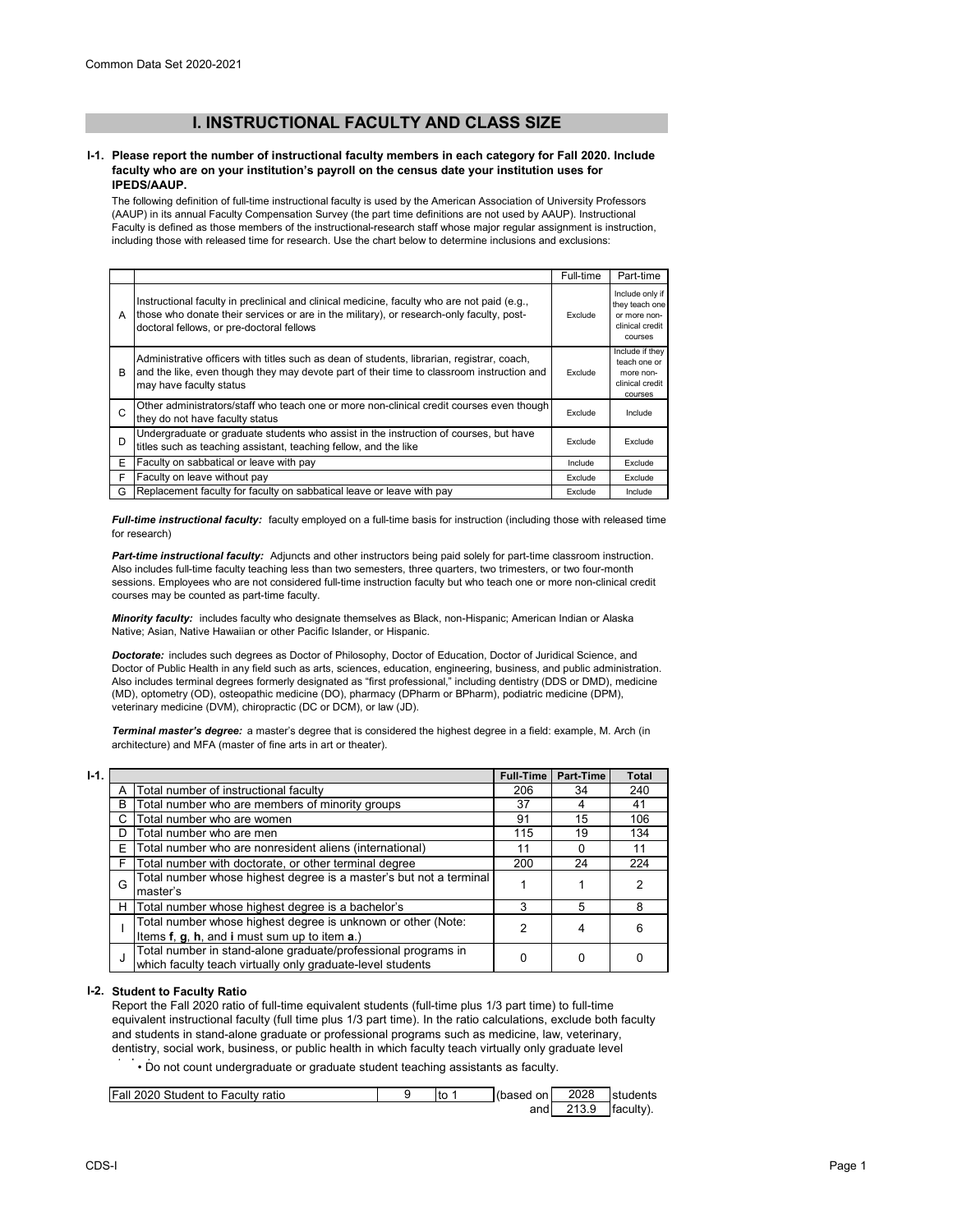# I. INSTRUCTIONAL FACULTY AND CLASS SIZE

**I-1. Please report the number of instructional faculty members in each category for Fall 2020. Include faculty who are on your institution's payroll on the census date your institution uses for IPEDS/AAUP.**

The following definition of full-time instructional faculty is used by the American Association of University Professors (AAUP) in its annual Faculty Compensation Survey (the part time definitions are not used by AAUP). Instructional Faculty is defined as those members of the instructional-research staff whose major regular assignment is instruction, including those with released time for research. Use the chart below to determine inclusions and exclusions:

| | | Full-time | Part-time |
|---|---|---|---|
| A | Instructional faculty in preclinical and clinical medicine, faculty who are not paid (e.g., those who donate their services or are in the military), or research-only faculty, post-doctoral fellows, or pre-doctoral fellows | Exclude | Include only if they teach one or more non-clinical credit courses |
| B | Administrative officers with titles such as dean of students, librarian, registrar, coach, and the like, even though they may devote part of their time to classroom instruction and may have faculty status | Exclude | Include if they teach one or more non-clinical credit courses |
| C | Other administrators/staff who teach one or more non-clinical credit courses even though they do not have faculty status | Exclude | Include |
| D | Undergraduate or graduate students who assist in the instruction of courses, but have titles such as teaching assistant, teaching fellow, and the like | Exclude | Exclude |
| E | Faculty on sabbatical or leave with pay | Include | Exclude |
| F | Faculty on leave without pay | Exclude | Exclude |
| G | Replacement faculty for faculty on sabbatical leave or leave with pay | Exclude | Include |

***Full-time instructional faculty:*** faculty employed on a full-time basis for instruction (including those with released time for research)

***Part-time instructional faculty:*** Adjuncts and other instructors being paid solely for part-time classroom instruction. Also includes full-time faculty teaching less than two semesters, three quarters, two trimesters, or two four-month sessions. Employees who are not considered full-time instruction faculty but who teach one or more non-clinical credit courses may be counted as part-time faculty.

***Minority faculty:*** includes faculty who designate themselves as Black, non-Hispanic; American Indian or Alaska Native; Asian, Native Hawaiian or other Pacific Islander, or Hispanic.

***Doctorate:*** includes such degrees as Doctor of Philosophy, Doctor of Education, Doctor of Juridical Science, and Doctor of Public Health in any field such as arts, sciences, education, engineering, business, and public administration. Also includes terminal degrees formerly designated as "first professional," including dentistry (DDS or DMD), medicine (MD), optometry (OD), osteopathic medicine (DO), pharmacy (DPharm or BPharm), podiatric medicine (DPM), veterinary medicine (DVM), chiropractic (DC or DCM), or law (JD).

***Terminal master's degree:*** a master's degree that is considered the highest degree in a field: example, M. Arch (in architecture) and MFA (master of fine arts in art or theater).

**I-1.**

| | | Full-Time | Part-Time | Total |
|---|---|---|---|---|
| A | Total number of instructional faculty | 206 | 34 | 240 |
| B | Total number who are members of minority groups | 37 | 4 | 41 |
| C | Total number who are women | 91 | 15 | 106 |
| D | Total number who are men | 115 | 19 | 134 |
| E | Total number who are nonresident aliens (international) | 11 | 0 | 11 |
| F | Total number with doctorate, or other terminal degree | 200 | 24 | 224 |
| G | Total number whose highest degree is a master's but not a terminal master's | 1 | 1 | 2 |
| H | Total number whose highest degree is a bachelor's | 3 | 5 | 8 |
| I | Total number whose highest degree is unknown or other (Note: Items **f**, **g**, **h**, and **i** must sum up to item **a**.) | 2 | 4 | 6 |
| J | Total number in stand-alone graduate/professional programs in which faculty teach virtually only graduate-level students | 0 | 0 | 0 |

**I-2. Student to Faculty Ratio**

Report the Fall 2020 ratio of full-time equivalent students (full-time plus 1/3 part time) to full-time equivalent instructional faculty (full time plus 1/3 part time). In the ratio calculations, exclude both faculty and students in stand-alone graduate or professional programs such as medicine, law, veterinary, dentistry, social work, business, or public health in which faculty teach virtually only graduate level students.

• Do not count undergraduate or graduate student teaching assistants as faculty.

| Fall 2020 Student to Faculty ratio | 9 | to 1 | (based on | 2028 | students |
|---|---|---|---|---|---|
| | | | and | 213.9 | faculty). |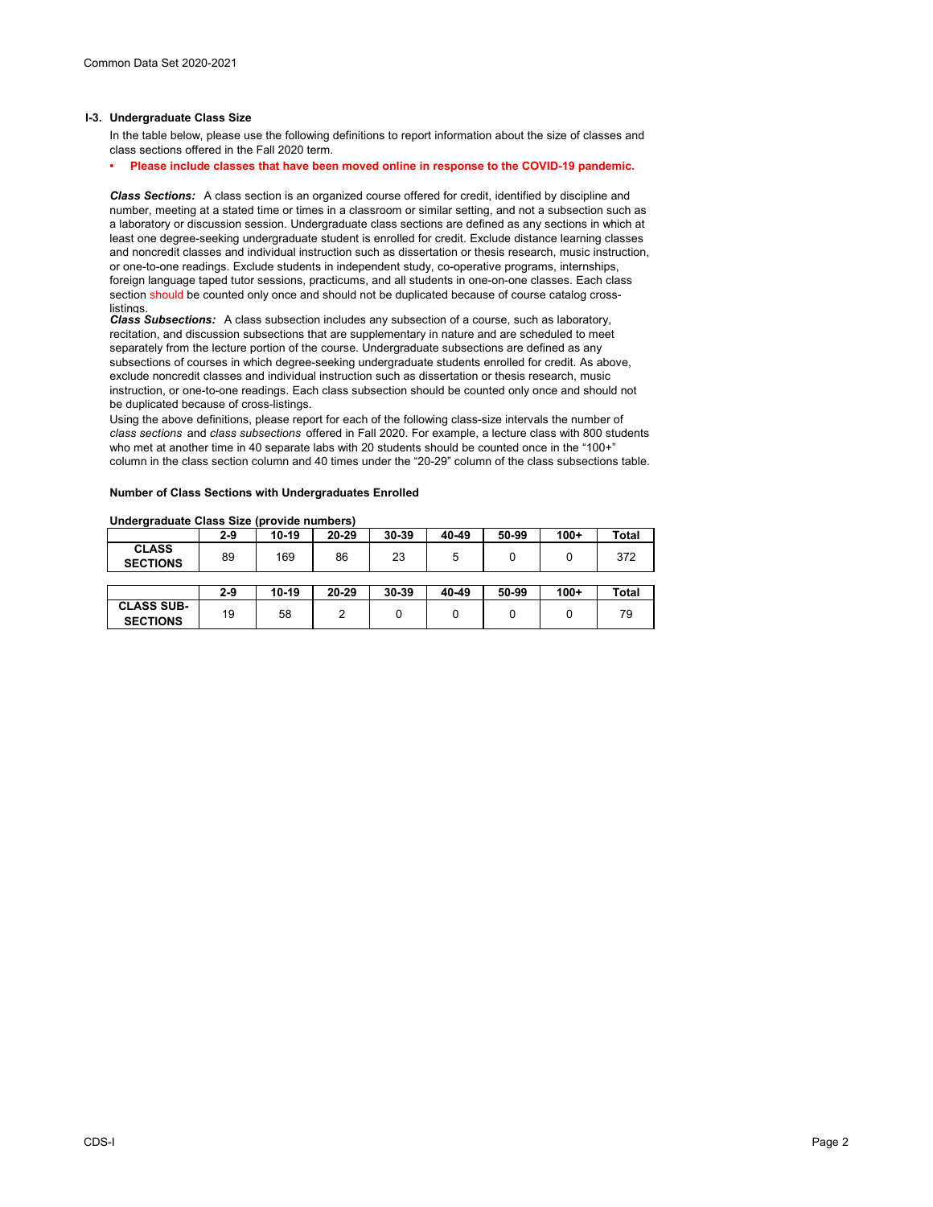### I-3. Undergraduate Class Size

In the table below, please use the following definitions to report information about the size of classes and class sections offered in the Fall 2020 term.

- **Please include classes that have been moved online in response to the COVID-19 pandemic.**

***Class Sections:*** A class section is an organized course offered for credit, identified by discipline and number, meeting at a stated time or times in a classroom or similar setting, and not a subsection such as a laboratory or discussion session. Undergraduate class sections are defined as any sections in which at least one degree-seeking undergraduate student is enrolled for credit. Exclude distance learning classes and noncredit classes and individual instruction such as dissertation or thesis research, music instruction, or one-to-one readings. Exclude students in independent study, co-operative programs, internships, foreign language taped tutor sessions, practicums, and all students in one-on-one classes. Each class section should be counted only once and should not be duplicated because of course catalog cross-listings.

***Class Subsections:*** A class subsection includes any subsection of a course, such as laboratory, recitation, and discussion subsections that are supplementary in nature and are scheduled to meet separately from the lecture portion of the course. Undergraduate subsections are defined as any subsections of courses in which degree-seeking undergraduate students enrolled for credit. As above, exclude noncredit classes and individual instruction such as dissertation or thesis research, music instruction, or one-to-one readings. Each class subsection should be counted only once and should not be duplicated because of cross-listings.

Using the above definitions, please report for each of the following class-size intervals the number of *class sections* and *class subsections* offered in Fall 2020. For example, a lecture class with 800 students who met at another time in 40 separate labs with 20 students should be counted once in the "100+" column in the class section column and 40 times under the "20-29" column of the class subsections table.

**Number of Class Sections with Undergraduates Enrolled**

**Undergraduate Class Size (provide numbers)**

| | 2-9 | 10-19 | 20-29 | 30-39 | 40-49 | 50-99 | 100+ | Total |
|---|---|---|---|---|---|---|---|---|
| **CLASS SECTIONS** | 89 | 169 | 86 | 23 | 5 | 0 | 0 | 372 |

| | 2-9 | 10-19 | 20-29 | 30-39 | 40-49 | 50-99 | 100+ | Total |
|---|---|---|---|---|---|---|---|---|
| **CLASS SUB-SECTIONS** | 19 | 58 | 2 | 0 | 0 | 0 | 0 | 79 |